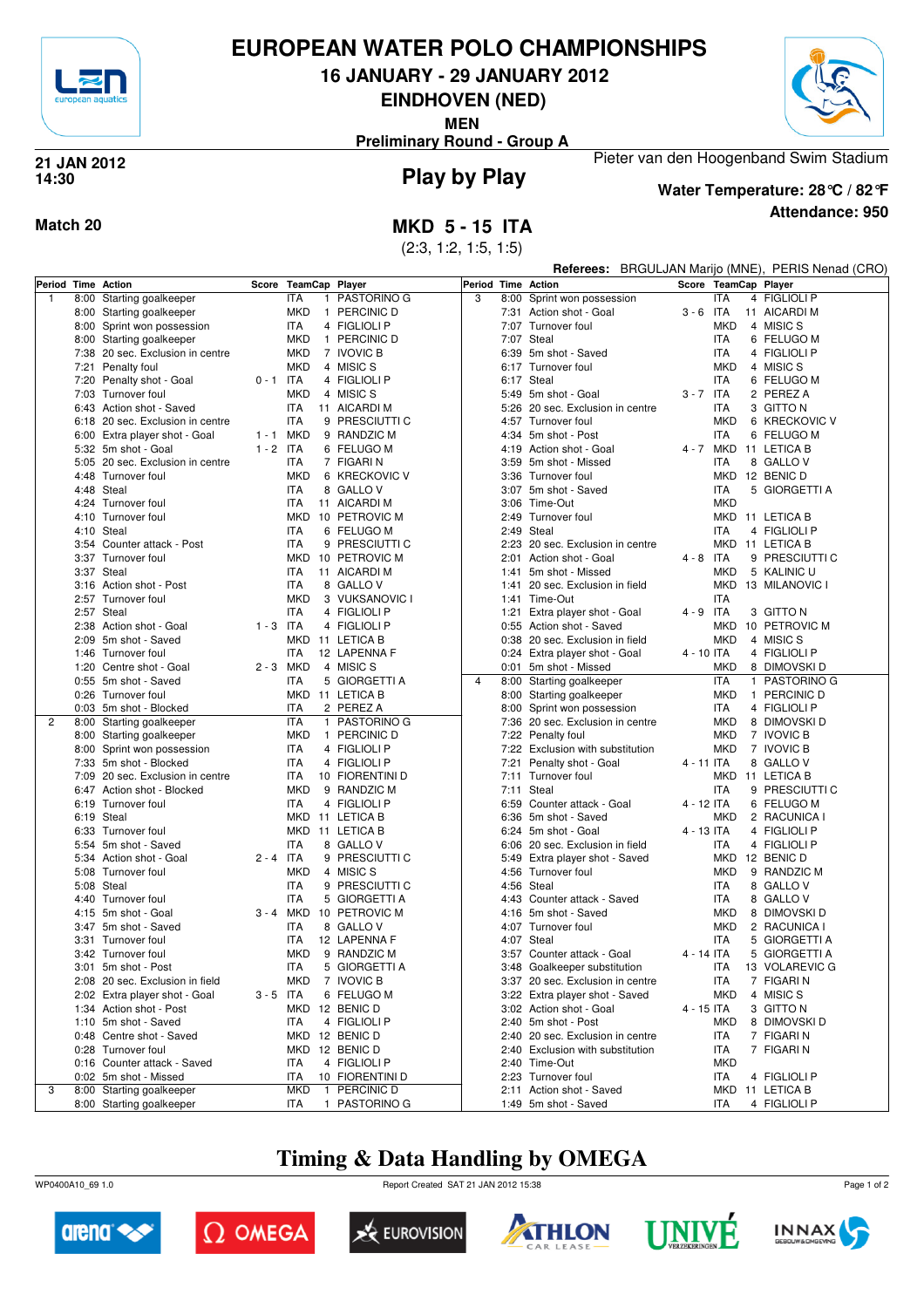# EUROPEAN WATER POLO CHAMPIONSHIPS

## 16 JANUARY - 29 JANUARY 2012

## EINDHOVEN (NED)

**MEN**

**Preliminary Round - Group A**

**21 JAN 2012**
**14:30**

Pieter van den Hoogenband Swim Stadium

## Play by Play

**Water Temperature: 28°C / 82°F**

**Attendance: 950**

**Match 20**

## MKD 5 - 15 ITA

(2:3, 1:2, 1:5, 1:5)

**Referees:** BRGULJAN Marijo (MNE), PERIS Nenad (CRO)

| Period | Time | Action | Score | TeamCap | | Player |
|---|---|---|---|---|---|---|
| 1 | 8:00 | Starting goalkeeper | | ITA | 1 | PASTORINO G |
| | 8:00 | Starting goalkeeper | | MKD | 1 | PERCINIC D |
| | 8:00 | Sprint won possession | | ITA | 4 | FIGLIOLI P |
| | 8:00 | Starting goalkeeper | | MKD | 1 | PERCINIC D |
| | 7:38 | 20 sec. Exclusion in centre | | MKD | 7 | IVOVIC B |
| | 7:21 | Penalty foul | | MKD | 4 | MISIC S |
| | 7:20 | Penalty shot - Goal | 0 - 1 | ITA | 4 | FIGLIOLI P |
| | 7:03 | Turnover foul | | MKD | 4 | MISIC S |
| | 6:43 | Action shot - Saved | | ITA | 11 | AICARDI M |
| | 6:18 | 20 sec. Exclusion in centre | | ITA | 9 | PRESCIUTTI C |
| | 6:00 | Extra player shot - Goal | 1 - 1 | MKD | 9 | RANDZIC M |
| | 5:32 | 5m shot - Goal | 1 - 2 | ITA | 6 | FELUGO M |
| | 5:05 | 20 sec. Exclusion in centre | | ITA | 7 | FIGARI N |
| | 4:48 | Turnover foul | | MKD | 6 | KRECKOVIC V |
| | 4:48 | Steal | | ITA | 8 | GALLO V |
| | 4:24 | Turnover foul | | ITA | 11 | AICARDI M |
| | 4:10 | Turnover foul | | MKD | 10 | PETROVIC M |
| | 4:10 | Steal | | ITA | 6 | FELUGO M |
| | 3:54 | Counter attack - Post | | ITA | 9 | PRESCIUTTI C |
| | 3:37 | Turnover foul | | MKD | 10 | PETROVIC M |
| | 3:37 | Steal | | ITA | 11 | AICARDI M |
| | 3:16 | Action shot - Post | | ITA | 8 | GALLO V |
| | 2:57 | Turnover foul | | MKD | 3 | VUKSANOVIC I |
| | 2:57 | Steal | | ITA | 4 | FIGLIOLI P |
| | 2:38 | Action shot - Goal | 1 - 3 | ITA | 4 | FIGLIOLI P |
| | 2:09 | 5m shot - Saved | | MKD | 11 | LETICA B |
| | 1:46 | Turnover foul | | ITA | 12 | LAPENNA F |
| | 1:20 | Centre shot - Goal | 2 - 3 | MKD | 4 | MISIC S |
| | 0:55 | 5m shot - Saved | | ITA | 5 | GIORGETTI A |
| | 0:26 | Turnover foul | | MKD | 11 | LETICA B |
| | 0:03 | 5m shot - Blocked | | ITA | 2 | PEREZ A |
| 2 | 8:00 | Starting goalkeeper | | ITA | 1 | PASTORINO G |
| | 8:00 | Starting goalkeeper | | MKD | 1 | PERCINIC D |
| | 8:00 | Sprint won possession | | ITA | 4 | FIGLIOLI P |
| | 7:33 | 5m shot - Blocked | | ITA | 4 | FIGLIOLI P |
| | 7:09 | 20 sec. Exclusion in centre | | ITA | 10 | FIORENTINI D |
| | 6:47 | Action shot - Blocked | | MKD | 9 | RANDZIC M |
| | 6:19 | Turnover foul | | ITA | 4 | FIGLIOLI P |
| | 6:19 | Steal | | MKD | 11 | LETICA B |
| | 6:33 | Turnover foul | | MKD | 11 | LETICA B |
| | 5:54 | 5m shot - Saved | | ITA | 8 | GALLO V |
| | 5:34 | Action shot - Goal | 2 - 4 | ITA | 9 | PRESCIUTTI C |
| | 5:08 | Turnover foul | | MKD | 4 | MISIC S |
| | 5:08 | Steal | | ITA | 9 | PRESCIUTTI C |
| | 4:40 | Turnover foul | | ITA | 5 | GIORGETTI A |
| | 4:15 | 5m shot - Goal | 3 - 4 | MKD | 10 | PETROVIC M |
| | 3:47 | 5m shot - Saved | | ITA | 8 | GALLO V |
| | 3:31 | Turnover foul | | ITA | 12 | LAPENNA F |
| | 3:42 | Turnover foul | | MKD | 9 | RANDZIC M |
| | 3:01 | 5m shot - Post | | ITA | 5 | GIORGETTI A |
| | 2:08 | 20 sec. Exclusion in field | | MKD | 7 | IVOVIC B |
| | 2:02 | Extra player shot - Goal | 3 - 5 | ITA | 6 | FELUGO M |
| | 1:34 | Action shot - Post | | MKD | 12 | BENIC D |
| | 1:10 | 5m shot - Saved | | ITA | 4 | FIGLIOLI P |
| | 0:48 | Centre shot - Saved | | MKD | 12 | BENIC D |
| | 0:28 | Turnover foul | | MKD | 12 | BENIC D |
| | 0:16 | Counter attack - Saved | | ITA | 4 | FIGLIOLI P |
| | 0:02 | 5m shot - Missed | | ITA | 10 | FIORENTINI D |
| 3 | 8:00 | Starting goalkeeper | | MKD | 1 | PERCINIC D |
| | 8:00 | Starting goalkeeper | | ITA | 1 | PASTORINO G |
| 3 | 8:00 | Sprint won possession | | ITA | 4 | FIGLIOLI P |
| | 7:31 | Action shot - Goal | 3 - 6 | ITA | 11 | AICARDI M |
| | 7:07 | Turnover foul | | MKD | 4 | MISIC S |
| | 7:07 | Steal | | ITA | 6 | FELUGO M |
| | 6:39 | 5m shot - Saved | | ITA | 4 | FIGLIOLI P |
| | 6:17 | Turnover foul | | MKD | 4 | MISIC S |
| | 6:17 | Steal | | ITA | 6 | FELUGO M |
| | 5:49 | 5m shot - Goal | 3 - 7 | ITA | 2 | PEREZ A |
| | 5:26 | 20 sec. Exclusion in centre | | ITA | 3 | GITTO N |
| | 4:57 | Turnover foul | | MKD | 6 | KRECKOVIC V |
| | 4:34 | 5m shot - Post | | ITA | 6 | FELUGO M |
| | 4:19 | Action shot - Goal | 4 - 7 | MKD | 11 | LETICA B |
| | 3:59 | 5m shot - Missed | | ITA | 8 | GALLO V |
| | 3:36 | Turnover foul | | MKD | 12 | BENIC D |
| | 3:07 | 5m shot - Saved | | ITA | 5 | GIORGETTI A |
| | 3:06 | Time-Out | | MKD | | |
| | 2:49 | Turnover foul | | MKD | 11 | LETICA B |
| | 2:49 | Steal | | ITA | 4 | FIGLIOLI P |
| | 2:23 | 20 sec. Exclusion in centre | | MKD | 11 | LETICA B |
| | 2:01 | Action shot - Goal | 4 - 8 | ITA | 9 | PRESCIUTTI C |
| | 1:41 | 5m shot - Missed | | MKD | 5 | KALINIC U |
| | 1:41 | 20 sec. Exclusion in field | | MKD | 13 | MILANOVIC I |
| | 1:41 | Time-Out | | ITA | | |
| | 1:21 | Extra player shot - Goal | 4 - 9 | ITA | 3 | GITTO N |
| | 0:55 | Action shot - Saved | | MKD | 10 | PETROVIC M |
| | 0:38 | 20 sec. Exclusion in field | | MKD | 4 | MISIC S |
| | 0:24 | Extra player shot - Goal | 4 - 10 | ITA | 4 | FIGLIOLI P |
| | 0:01 | 5m shot - Missed | | MKD | 8 | DIMOVSKI D |
| 4 | 8:00 | Starting goalkeeper | | ITA | 1 | PASTORINO G |
| | 8:00 | Starting goalkeeper | | MKD | 1 | PERCINIC D |
| | 8:00 | Sprint won possession | | ITA | 4 | FIGLIOLI P |
| | 7:36 | 20 sec. Exclusion in centre | | MKD | 8 | DIMOVSKI D |
| | 7:22 | Penalty foul | | MKD | 7 | IVOVIC B |
| | 7:22 | Exclusion with substitution | | MKD | 7 | IVOVIC B |
| | 7:21 | Penalty shot - Goal | 4 - 11 | ITA | 8 | GALLO V |
| | 7:11 | Turnover foul | | MKD | 11 | LETICA B |
| | 7:11 | Steal | | ITA | 9 | PRESCIUTTI C |
| | 6:59 | Counter attack - Goal | 4 - 12 | ITA | 6 | FELUGO M |
| | 6:36 | 5m shot - Saved | | MKD | 2 | RACUNICA I |
| | 6:24 | 5m shot - Goal | 4 - 13 | ITA | 4 | FIGLIOLI P |
| | 6:06 | 20 sec. Exclusion in field | | ITA | 4 | FIGLIOLI P |
| | 5:49 | Extra player shot - Saved | | MKD | 12 | BENIC D |
| | 4:56 | Turnover foul | | MKD | 9 | RANDZIC M |
| | 4:56 | Steal | | ITA | 8 | GALLO V |
| | 4:43 | Counter attack - Saved | | ITA | 8 | GALLO V |
| | 4:16 | 5m shot - Saved | | MKD | 8 | DIMOVSKI D |
| | 4:07 | Turnover foul | | MKD | 2 | RACUNICA I |
| | 4:07 | Steal | | ITA | 5 | GIORGETTI A |
| | 3:57 | Counter attack - Goal | 4 - 14 | ITA | 5 | GIORGETTI A |
| | 3:48 | Goalkeeper substitution | | ITA | 13 | VOLAREVIC G |
| | 3:37 | 20 sec. Exclusion in centre | | ITA | 7 | FIGARI N |
| | 3:22 | Extra player shot - Saved | | MKD | 4 | MISIC S |
| | 3:02 | Action shot - Goal | 4 - 15 | ITA | 3 | GITTO N |
| | 2:40 | 5m shot - Post | | MKD | 8 | DIMOVSKI D |
| | 2:40 | 20 sec. Exclusion in centre | | ITA | 7 | FIGARI N |
| | 2:40 | Exclusion with substitution | | ITA | 7 | FIGARI N |
| | 2:40 | Time-Out | | MKD | | |
| | 2:23 | Turnover foul | | ITA | 4 | FIGLIOLI P |
| | 2:11 | Action shot - Saved | | MKD | 11 | LETICA B |
| | 1:49 | 5m shot - Saved | | ITA | 4 | FIGLIOLI P |

**Timing & Data Handling by OMEGA**

WP0400A10_69 1.0 Report Created SAT 21 JAN 2012 15:38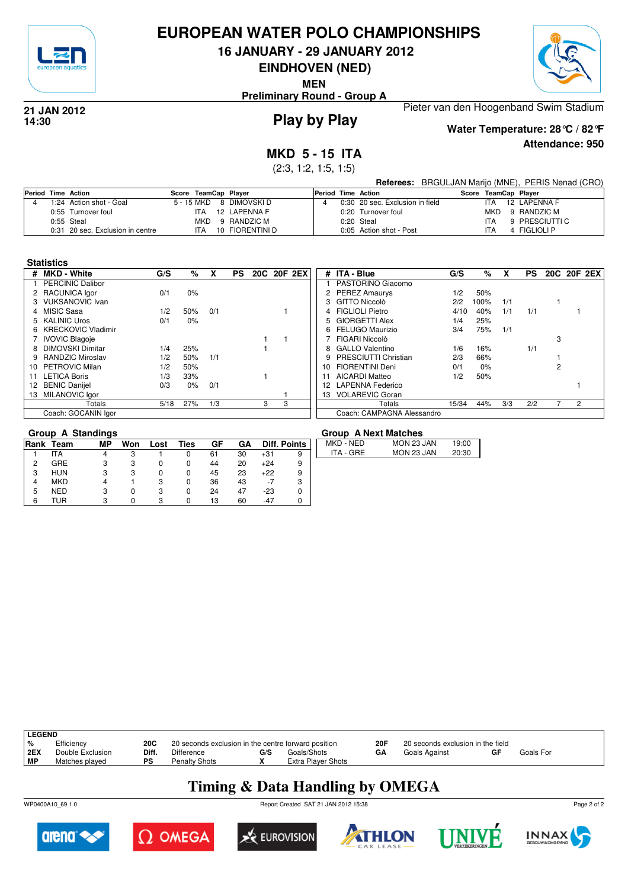# EUROPEAN WATER POLO CHAMPIONSHIPS

**16 JANUARY - 29 JANUARY 2012**

**EINDHOVEN (NED)**

**MEN**

**Preliminary Round - Group A**

**21 JAN 2012**
**14:30**

## Play by Play

Pieter van den Hoogenband Swim Stadium

**Water Temperature: 28°C / 82°F**

**Attendance: 950**

### MKD 5 - 15 ITA

(2:3, 1:2, 1:5, 1:5)

**Referees:** BRGULJAN Marijo (MNE), PERIS Nenad (CRO)

| Period | Time | Action | Score | TeamCap | Player |
|---|---|---|---|---|---|
| 4 | 1:24 | Action shot - Goal | 5 - 15 | MKD 8 | DIMOVSKI D |
| | 0:55 | Turnover foul | | ITA 12 | LAPENNA F |
| | 0:55 | Steal | | MKD 9 | RANDZIC M |
| | 0:31 | 20 sec. Exclusion in centre | | ITA 10 | FIORENTINI D |
| 4 | 0:30 | 20 sec. Exclusion in field | | ITA 12 | LAPENNA F |
| | 0:20 | Turnover foul | | MKD 9 | RANDZIC M |
| | 0:20 | Steal | | ITA 9 | PRESCIUTTI C |
| | 0:05 | Action shot - Post | | ITA 4 | FIGLIOLI P |

### Statistics

| # | MKD - White | G/S | % | X | PS | 20C | 20F | 2EX |
|---|---|---|---|---|---|---|---|---|
| 1 | PERCINIC Dalibor | | | | | | | |
| 2 | RACUNICA Igor | 0/1 | 0% | | | | | |
| 3 | VUKSANOVIC Ivan | | | | | | | |
| 4 | MISIC Sasa | 1/2 | 50% | 0/1 | | | 1 | |
| 5 | KALINIC Uros | 0/1 | 0% | | | | | |
| 6 | KRECKOVIC Vladimir | | | | | | | |
| 7 | IVOVIC Blagoje | | | | | 1 | 1 | |
| 8 | DIMOVSKI Dimitar | 1/4 | 25% | | | 1 | | |
| 9 | RANDZIC Miroslav | 1/2 | 50% | 1/1 | | | | |
| 10 | PETROVIC Milan | 1/2 | 50% | | | | | |
| 11 | LETICA Boris | 1/3 | 33% | | | 1 | | |
| 12 | BENIC Danijel | 0/3 | 0% | 0/1 | | | | |
| 13 | MILANOVIC Igor | | | | | | 1 | |
| | Totals | 5/18 | 27% | 1/3 | | 3 | 3 | |
| | Coach: GOCANIN Igor | | | | | | | |

| # | ITA - Blue | G/S | % | X | PS | 20C | 20F | 2EX |
|---|---|---|---|---|---|---|---|---|
| 1 | PASTORINO Giacomo | | | | | | | |
| 2 | PEREZ Amaurys | 1/2 | 50% | | | | | |
| 3 | GITTO Niccolò | 2/2 | 100% | 1/1 | | | 1 | |
| 4 | FIGLIOLI Pietro | 4/10 | 40% | 1/1 | 1/1 | | | 1 |
| 5 | GIORGETTI Alex | 1/4 | 25% | | | | | |
| 6 | FELUGO Maurizio | 3/4 | 75% | 1/1 | | | | |
| 7 | FIGARI Niccolò | | | | | | 3 | |
| 8 | GALLO Valentino | 1/6 | 16% | | 1/1 | | | |
| 9 | PRESCIUTTI Christian | 2/3 | 66% | | | | 1 | |
| 10 | FIORENTINI Deni | 0/1 | 0% | | | | 2 | |
| 11 | AICARDI Matteo | 1/2 | 50% | | | | | |
| 12 | LAPENNA Federico | | | | | | | 1 |
| 13 | VOLAREVIC Goran | | | | | | | |
| | Totals | 15/34 | 44% | 3/3 | 2/2 | | 7 | 2 |
| | Coach: CAMPAGNA Alessandro | | | | | | | |

### Group A Standings

| Rank | Team | MP | Won | Lost | Ties | GF | GA | Diff. | Points |
|---|---|---|---|---|---|---|---|---|---|
| 1 | ITA | 4 | 3 | 1 | 0 | 61 | 30 | +31 | 9 |
| 2 | GRE | 3 | 3 | 0 | 0 | 44 | 20 | +24 | 9 |
| 3 | HUN | 3 | 3 | 0 | 0 | 45 | 23 | +22 | 9 |
| 4 | MKD | 4 | 1 | 3 | 0 | 36 | 43 | -7 | 3 |
| 5 | NED | 3 | 0 | 3 | 0 | 24 | 47 | -23 | 0 |
| 6 | TUR | 3 | 0 | 3 | 0 | 13 | 60 | -47 | 0 |

### Group A Next Matches

| | | |
|---|---|---|
| MKD - NED | MON 23 JAN | 19:00 |
| ITA - GRE | MON 23 JAN | 20:30 |

**LEGEND**

| | | | | | | | |
|---|---|---|---|---|---|---|---|
| % | Efficiency | 20C | 20 seconds exclusion in the centre forward position | | | 20F | 20 seconds exclusion in the field |
| 2EX | Double Exclusion | Diff. | Difference | G/S | Goals/Shots | GA | Goals Against | 
| MP | Matches played | PS | Penalty Shots | X | Extra Player Shots | GF | Goals For |

## Timing & Data Handling by OMEGA

WP0400A10_69 1.0 Report Created SAT 21 JAN 2012 15:38